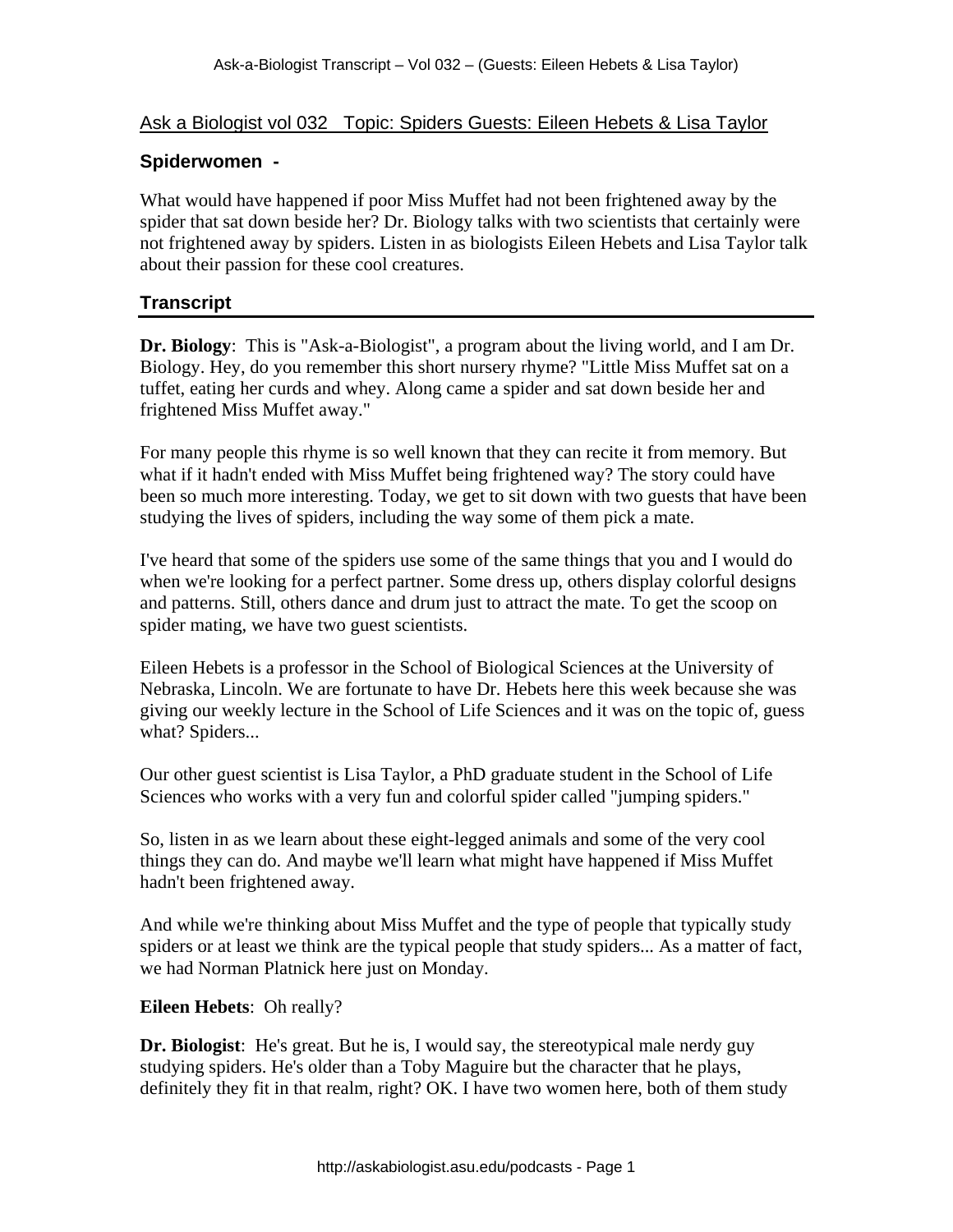## Ask a Biologist vol 032 Topic: Spiders Guests: Eileen Hebets & Lisa Taylor

### Spiderwomen -

What would have happened if poor Miss Muffet had not been frightened away by the spider that sat down beside her? Dr. Biology talks with two scientists that certainly were not frightened away by spiders. Listen in as biologists Eileen Hebets and Lisa Taylor talk about their passion for these cool creatures.

### Transcript

**Dr. Biology**: This is "Ask-a-Biologist", a program about the living world, and I am Dr. Biology. Hey, do you remember this short nursery rhyme? "Little Miss Muffet sat on a tuffet, eating her curds and whey. Along came a spider and sat down beside her and frightened Miss Muffet away."

For many people this rhyme is so well known that they can recite it from memory. But what if it hadn't ended with Miss Muffet being frightened way? The story could have been so much more interesting. Today, we get to sit down with two guests that have been studying the lives of spiders, including the way some of them pick a mate.

I've heard that some of the spiders use some of the same things that you and I would do when we're looking for a perfect partner. Some dress up, others display colorful designs and patterns. Still, others dance and drum just to attract the mate. To get the scoop on spider mating, we have two guest scientists.

Eileen Hebets is a professor in the School of Biological Sciences at the University of Nebraska, Lincoln. We are fortunate to have Dr. Hebets here this week because she was giving our weekly lecture in the School of Life Sciences and it was on the topic of, guess what? Spiders...

Our other guest scientist is Lisa Taylor, a PhD graduate student in the School of Life Sciences who works with a very fun and colorful spider called "jumping spiders."

So, listen in as we learn about these eight-legged animals and some of the very cool things they can do. And maybe we'll learn what might have happened if Miss Muffet hadn't been frightened away.

And while we're thinking about Miss Muffet and the type of people that typically study spiders or at least we think are the typical people that study spiders... As a matter of fact, we had Norman Platnick here just on Monday.

**Eileen Hebets**: Oh really?

**Dr. Biologist**: He's great. But he is, I would say, the stereotypical male nerdy guy studying spiders. He's older than a Toby Maguire but the character that he plays, definitely they fit in that realm, right? OK. I have two women here, both of them study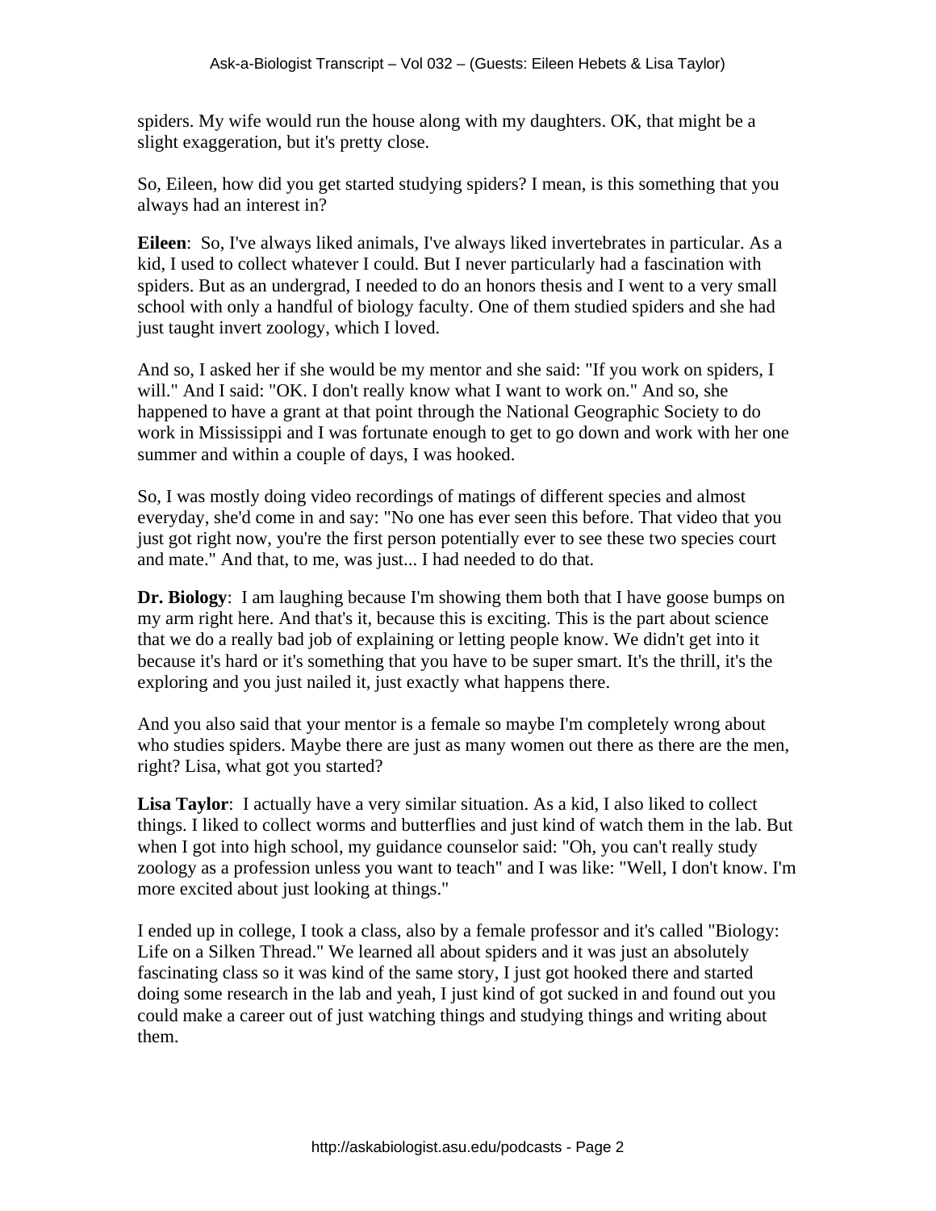spiders. My wife would run the house along with my daughters. OK, that might be a slight exaggeration, but it's pretty close.

So, Eileen, how did you get started studying spiders? I mean, is this something that you always had an interest in?

**Eileen**: So, I've always liked animals, I've always liked invertebrates in particular. As a kid, I used to collect whatever I could. But I never particularly had a fascination with spiders. But as an undergrad, I needed to do an honors thesis and I went to a very small school with only a handful of biology faculty. One of them studied spiders and she had just taught invert zoology, which I loved.

And so, I asked her if she would be my mentor and she said: "If you work on spiders, I will." And I said: "OK. I don't really know what I want to work on." And so, she happened to have a grant at that point through the National Geographic Society to do work in Mississippi and I was fortunate enough to get to go down and work with her one summer and within a couple of days, I was hooked.

So, I was mostly doing video recordings of matings of different species and almost everyday, she'd come in and say: "No one has ever seen this before. That video that you just got right now, you're the first person potentially ever to see these two species court and mate." And that, to me, was just... I had needed to do that.

**Dr. Biology**: I am laughing because I'm showing them both that I have goose bumps on my arm right here. And that's it, because this is exciting. This is the part about science that we do a really bad job of explaining or letting people know. We didn't get into it because it's hard or it's something that you have to be super smart. It's the thrill, it's the exploring and you just nailed it, just exactly what happens there.

And you also said that your mentor is a female so maybe I'm completely wrong about who studies spiders. Maybe there are just as many women out there as there are the men, right? Lisa, what got you started?

**Lisa Taylor**: I actually have a very similar situation. As a kid, I also liked to collect things. I liked to collect worms and butterflies and just kind of watch them in the lab. But when I got into high school, my guidance counselor said: "Oh, you can't really study zoology as a profession unless you want to teach" and I was like: "Well, I don't know. I'm more excited about just looking at things."

I ended up in college, I took a class, also by a female professor and it's called "Biology: Life on a Silken Thread." We learned all about spiders and it was just an absolutely fascinating class so it was kind of the same story, I just got hooked there and started doing some research in the lab and yeah, I just kind of got sucked in and found out you could make a career out of just watching things and studying things and writing about them.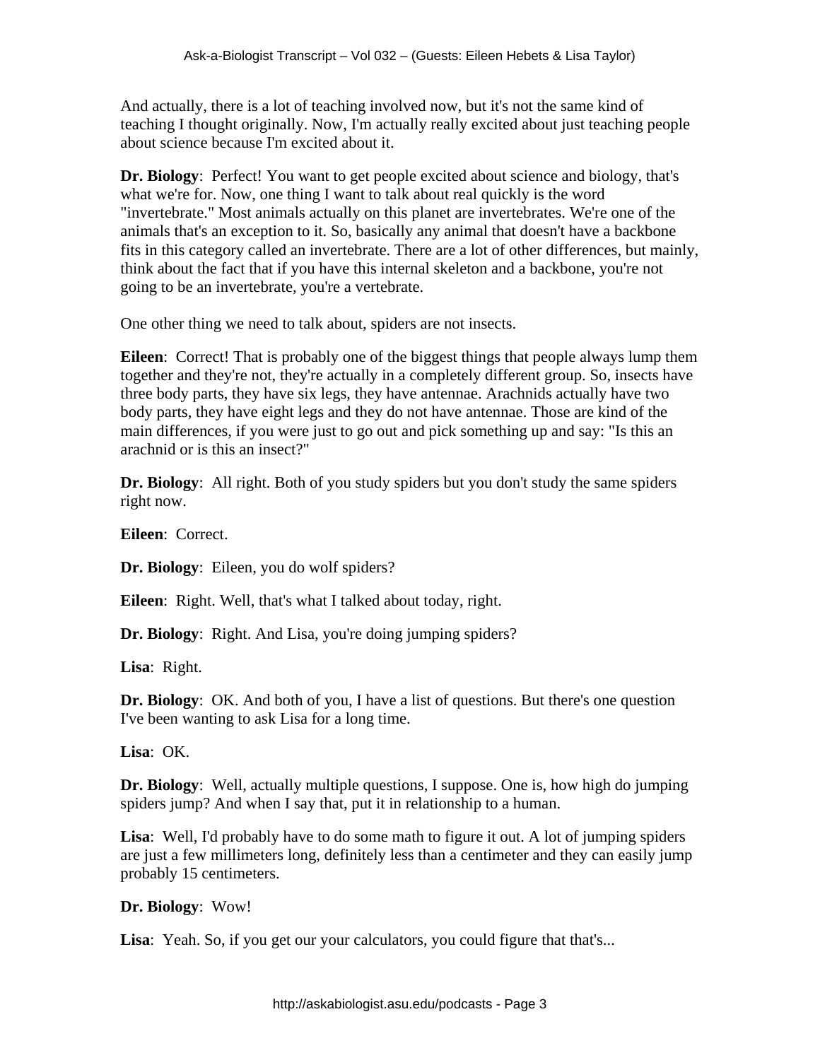And actually, there is a lot of teaching involved now, but it's not the same kind of teaching I thought originally. Now, I'm actually really excited about just teaching people about science because I'm excited about it.

**Dr. Biology**: Perfect! You want to get people excited about science and biology, that's what we're for. Now, one thing I want to talk about real quickly is the word "invertebrate." Most animals actually on this planet are invertebrates. We're one of the animals that's an exception to it. So, basically any animal that doesn't have a backbone fits in this category called an invertebrate. There are a lot of other differences, but mainly, think about the fact that if you have this internal skeleton and a backbone, you're not going to be an invertebrate, you're a vertebrate.

One other thing we need to talk about, spiders are not insects.

**Eileen**: Correct! That is probably one of the biggest things that people always lump them together and they're not, they're actually in a completely different group. So, insects have three body parts, they have six legs, they have antennae. Arachnids actually have two body parts, they have eight legs and they do not have antennae. Those are kind of the main differences, if you were just to go out and pick something up and say: "Is this an arachnid or is this an insect?"

**Dr. Biology**: All right. Both of you study spiders but you don't study the same spiders right now.

**Eileen**: Correct.

**Dr. Biology**: Eileen, you do wolf spiders?

**Eileen**: Right. Well, that's what I talked about today, right.

**Dr. Biology**: Right. And Lisa, you're doing jumping spiders?

**Lisa**: Right.

**Dr. Biology**: OK. And both of you, I have a list of questions. But there's one question I've been wanting to ask Lisa for a long time.

**Lisa**: OK.

**Dr. Biology**: Well, actually multiple questions, I suppose. One is, how high do jumping spiders jump? And when I say that, put it in relationship to a human.

**Lisa**: Well, I'd probably have to do some math to figure it out. A lot of jumping spiders are just a few millimeters long, definitely less than a centimeter and they can easily jump probably 15 centimeters.

**Dr. Biology**: Wow!

**Lisa**: Yeah. So, if you get our your calculators, you could figure that that's...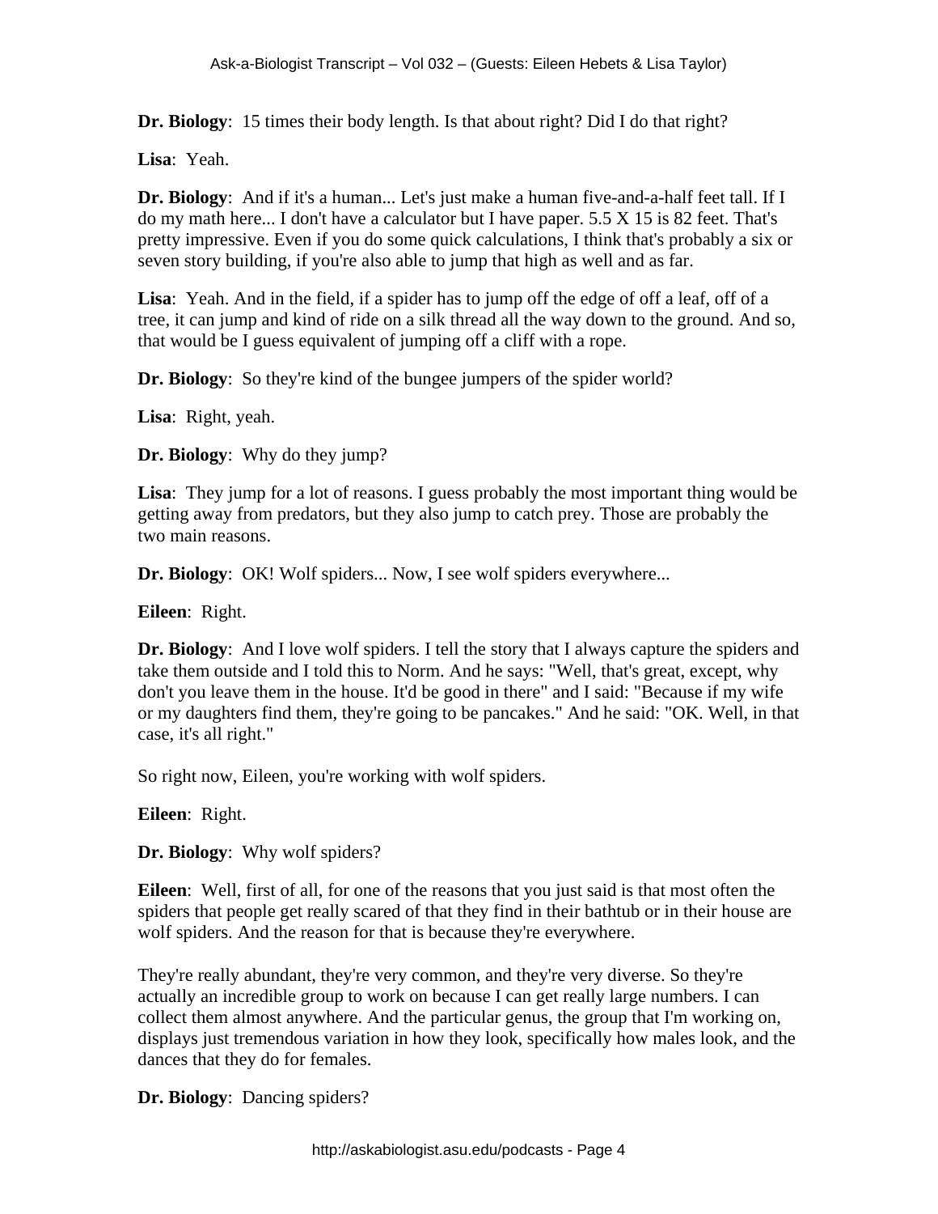**Dr. Biology**: 15 times their body length. Is that about right? Did I do that right?

**Lisa**: Yeah.

**Dr. Biology**: And if it's a human... Let's just make a human five-and-a-half feet tall. If I do my math here... I don't have a calculator but I have paper. 5.5 X 15 is 82 feet. That's pretty impressive. Even if you do some quick calculations, I think that's probably a six or seven story building, if you're also able to jump that high as well and as far.

**Lisa**: Yeah. And in the field, if a spider has to jump off the edge of off a leaf, off of a tree, it can jump and kind of ride on a silk thread all the way down to the ground. And so, that would be I guess equivalent of jumping off a cliff with a rope.

**Dr. Biology**: So they're kind of the bungee jumpers of the spider world?

**Lisa**: Right, yeah.

**Dr. Biology**: Why do they jump?

**Lisa**: They jump for a lot of reasons. I guess probably the most important thing would be getting away from predators, but they also jump to catch prey. Those are probably the two main reasons.

**Dr. Biology**: OK! Wolf spiders... Now, I see wolf spiders everywhere...

**Eileen**: Right.

**Dr. Biology**: And I love wolf spiders. I tell the story that I always capture the spiders and take them outside and I told this to Norm. And he says: "Well, that's great, except, why don't you leave them in the house. It'd be good in there" and I said: "Because if my wife or my daughters find them, they're going to be pancakes." And he said: "OK. Well, in that case, it's all right."

So right now, Eileen, you're working with wolf spiders.

**Eileen**: Right.

**Dr. Biology**: Why wolf spiders?

**Eileen**: Well, first of all, for one of the reasons that you just said is that most often the spiders that people get really scared of that they find in their bathtub or in their house are wolf spiders. And the reason for that is because they're everywhere.

They're really abundant, they're very common, and they're very diverse. So they're actually an incredible group to work on because I can get really large numbers. I can collect them almost anywhere. And the particular genus, the group that I'm working on, displays just tremendous variation in how they look, specifically how males look, and the dances that they do for females.

**Dr. Biology**: Dancing spiders?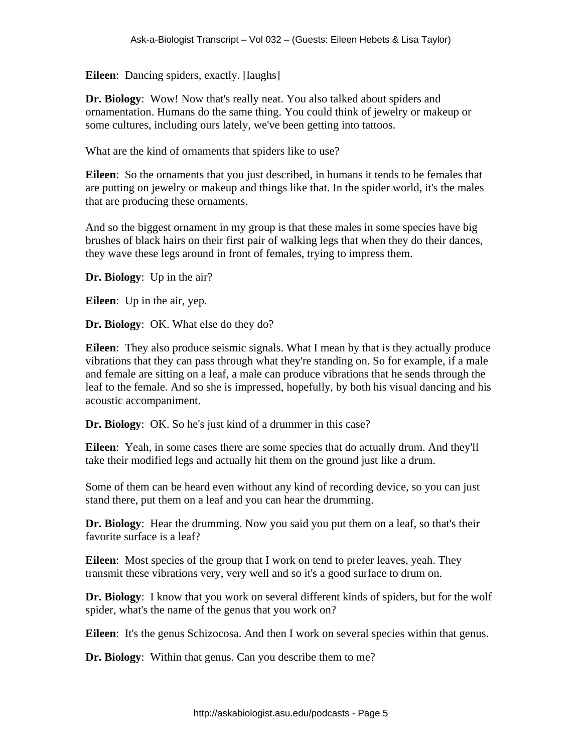**Eileen**: Dancing spiders, exactly. [laughs]

**Dr. Biology**: Wow! Now that's really neat. You also talked about spiders and ornamentation. Humans do the same thing. You could think of jewelry or makeup or some cultures, including ours lately, we've been getting into tattoos.

What are the kind of ornaments that spiders like to use?

**Eileen**: So the ornaments that you just described, in humans it tends to be females that are putting on jewelry or makeup and things like that. In the spider world, it's the males that are producing these ornaments.

And so the biggest ornament in my group is that these males in some species have big brushes of black hairs on their first pair of walking legs that when they do their dances, they wave these legs around in front of females, trying to impress them.

**Dr. Biology**: Up in the air?

**Eileen**: Up in the air, yep.

**Dr. Biology**: OK. What else do they do?

**Eileen**: They also produce seismic signals. What I mean by that is they actually produce vibrations that they can pass through what they're standing on. So for example, if a male and female are sitting on a leaf, a male can produce vibrations that he sends through the leaf to the female. And so she is impressed, hopefully, by both his visual dancing and his acoustic accompaniment.

**Dr. Biology**: OK. So he's just kind of a drummer in this case?

**Eileen**: Yeah, in some cases there are some species that do actually drum. And they'll take their modified legs and actually hit them on the ground just like a drum.

Some of them can be heard even without any kind of recording device, so you can just stand there, put them on a leaf and you can hear the drumming.

**Dr. Biology**: Hear the drumming. Now you said you put them on a leaf, so that's their favorite surface is a leaf?

**Eileen**: Most species of the group that I work on tend to prefer leaves, yeah. They transmit these vibrations very, very well and so it's a good surface to drum on.

**Dr. Biology**: I know that you work on several different kinds of spiders, but for the wolf spider, what's the name of the genus that you work on?

**Eileen**: It's the genus Schizocosa. And then I work on several species within that genus.

**Dr. Biology**: Within that genus. Can you describe them to me?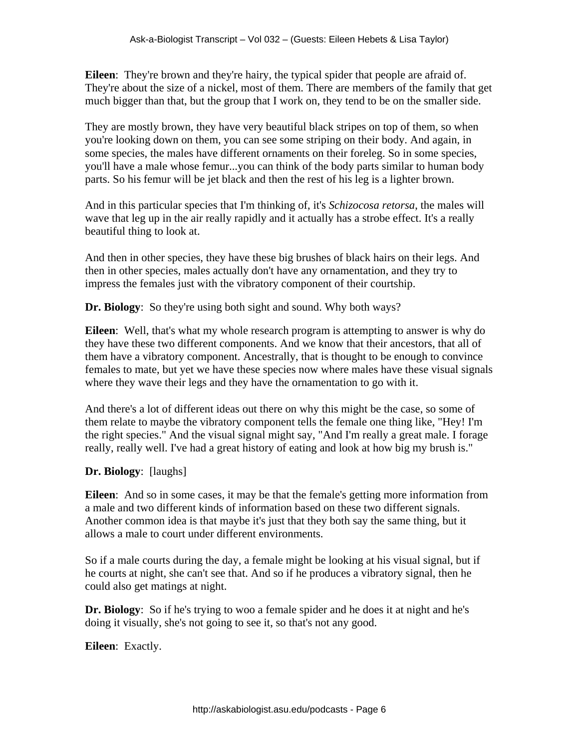**Eileen**: They're brown and they're hairy, the typical spider that people are afraid of. They're about the size of a nickel, most of them. There are members of the family that get much bigger than that, but the group that I work on, they tend to be on the smaller side.

They are mostly brown, they have very beautiful black stripes on top of them, so when you're looking down on them, you can see some striping on their body. And again, in some species, the males have different ornaments on their foreleg. So in some species, you'll have a male whose femur...you can think of the body parts similar to human body parts. So his femur will be jet black and then the rest of his leg is a lighter brown.

And in this particular species that I'm thinking of, it's *Schizocosa retorsa*, the males will wave that leg up in the air really rapidly and it actually has a strobe effect. It's a really beautiful thing to look at.

And then in other species, they have these big brushes of black hairs on their legs. And then in other species, males actually don't have any ornamentation, and they try to impress the females just with the vibratory component of their courtship.

**Dr. Biology**: So they're using both sight and sound. Why both ways?

**Eileen**: Well, that's what my whole research program is attempting to answer is why do they have these two different components. And we know that their ancestors, that all of them have a vibratory component. Ancestrally, that is thought to be enough to convince females to mate, but yet we have these species now where males have these visual signals where they wave their legs and they have the ornamentation to go with it.

And there's a lot of different ideas out there on why this might be the case, so some of them relate to maybe the vibratory component tells the female one thing like, "Hey! I'm the right species." And the visual signal might say, "And I'm really a great male. I forage really, really well. I've had a great history of eating and look at how big my brush is."

**Dr. Biology**: [laughs]

**Eileen**: And so in some cases, it may be that the female's getting more information from a male and two different kinds of information based on these two different signals. Another common idea is that maybe it's just that they both say the same thing, but it allows a male to court under different environments.

So if a male courts during the day, a female might be looking at his visual signal, but if he courts at night, she can't see that. And so if he produces a vibratory signal, then he could also get matings at night.

**Dr. Biology**: So if he's trying to woo a female spider and he does it at night and he's doing it visually, she's not going to see it, so that's not any good.

**Eileen**: Exactly.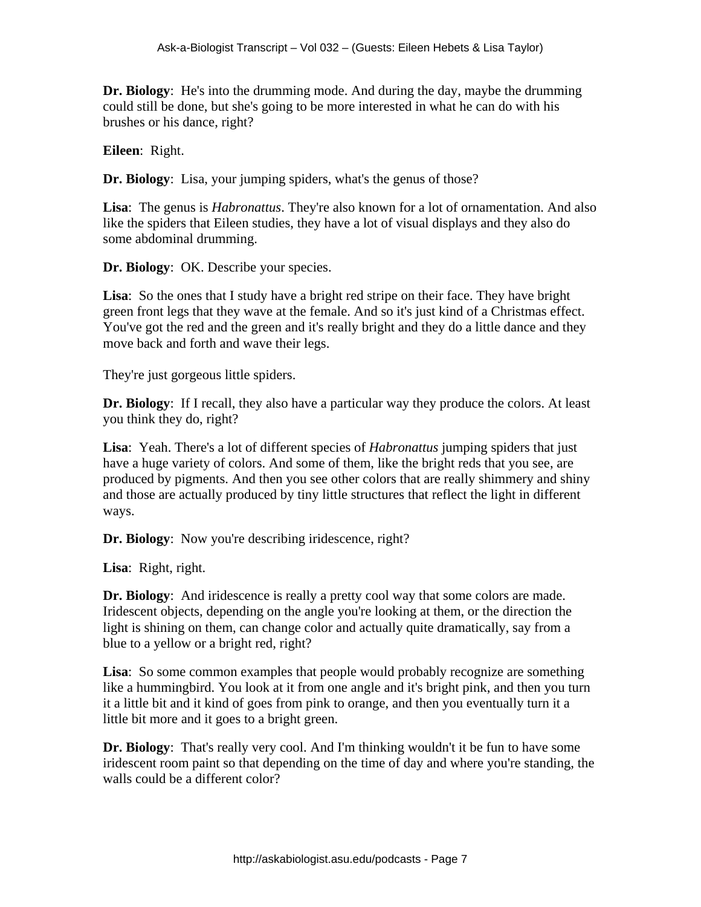**Dr. Biology**: He's into the drumming mode. And during the day, maybe the drumming could still be done, but she's going to be more interested in what he can do with his brushes or his dance, right?

**Eileen**: Right.

**Dr. Biology**: Lisa, your jumping spiders, what's the genus of those?

**Lisa**: The genus is *Habronattus*. They're also known for a lot of ornamentation. And also like the spiders that Eileen studies, they have a lot of visual displays and they also do some abdominal drumming.

**Dr. Biology**: OK. Describe your species.

**Lisa**: So the ones that I study have a bright red stripe on their face. They have bright green front legs that they wave at the female. And so it's just kind of a Christmas effect. You've got the red and the green and it's really bright and they do a little dance and they move back and forth and wave their legs.

They're just gorgeous little spiders.

**Dr. Biology**: If I recall, they also have a particular way they produce the colors. At least you think they do, right?

**Lisa**: Yeah. There's a lot of different species of *Habronattus* jumping spiders that just have a huge variety of colors. And some of them, like the bright reds that you see, are produced by pigments. And then you see other colors that are really shimmery and shiny and those are actually produced by tiny little structures that reflect the light in different ways.

**Dr. Biology**: Now you're describing iridescence, right?

**Lisa**: Right, right.

**Dr. Biology**: And iridescence is really a pretty cool way that some colors are made. Iridescent objects, depending on the angle you're looking at them, or the direction the light is shining on them, can change color and actually quite dramatically, say from a blue to a yellow or a bright red, right?

**Lisa**: So some common examples that people would probably recognize are something like a hummingbird. You look at it from one angle and it's bright pink, and then you turn it a little bit and it kind of goes from pink to orange, and then you eventually turn it a little bit more and it goes to a bright green.

**Dr. Biology**: That's really very cool. And I'm thinking wouldn't it be fun to have some iridescent room paint so that depending on the time of day and where you're standing, the walls could be a different color?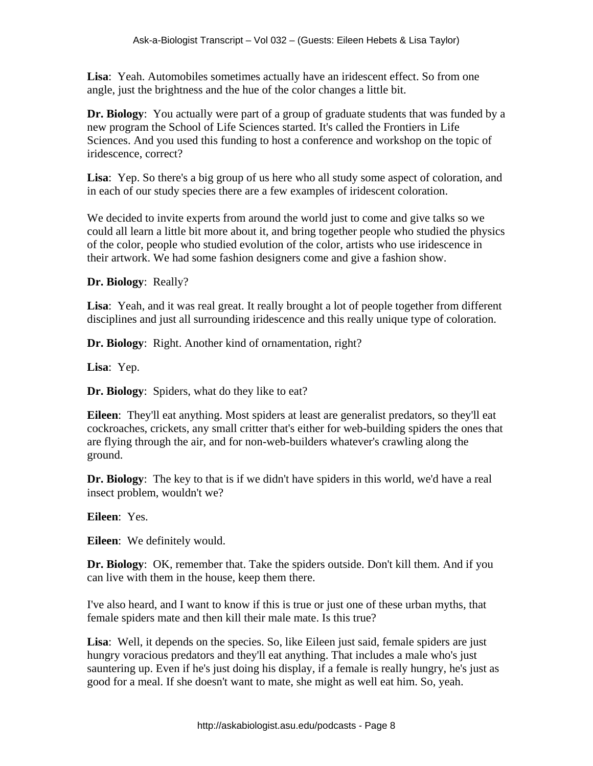**Lisa**: Yeah. Automobiles sometimes actually have an iridescent effect. So from one angle, just the brightness and the hue of the color changes a little bit.

**Dr. Biology**: You actually were part of a group of graduate students that was funded by a new program the School of Life Sciences started. It's called the Frontiers in Life Sciences. And you used this funding to host a conference and workshop on the topic of iridescence, correct?

**Lisa**: Yep. So there's a big group of us here who all study some aspect of coloration, and in each of our study species there are a few examples of iridescent coloration.

We decided to invite experts from around the world just to come and give talks so we could all learn a little bit more about it, and bring together people who studied the physics of the color, people who studied evolution of the color, artists who use iridescence in their artwork. We had some fashion designers come and give a fashion show.

**Dr. Biology**: Really?

**Lisa**: Yeah, and it was real great. It really brought a lot of people together from different disciplines and just all surrounding iridescence and this really unique type of coloration.

**Dr. Biology**: Right. Another kind of ornamentation, right?

**Lisa**: Yep.

**Dr. Biology**: Spiders, what do they like to eat?

**Eileen**: They'll eat anything. Most spiders at least are generalist predators, so they'll eat cockroaches, crickets, any small critter that's either for web-building spiders the ones that are flying through the air, and for non-web-builders whatever's crawling along the ground.

**Dr. Biology**: The key to that is if we didn't have spiders in this world, we'd have a real insect problem, wouldn't we?

**Eileen**: Yes.

**Eileen**: We definitely would.

**Dr. Biology**: OK, remember that. Take the spiders outside. Don't kill them. And if you can live with them in the house, keep them there.

I've also heard, and I want to know if this is true or just one of these urban myths, that female spiders mate and then kill their male mate. Is this true?

**Lisa**: Well, it depends on the species. So, like Eileen just said, female spiders are just hungry voracious predators and they'll eat anything. That includes a male who's just sauntering up. Even if he's just doing his display, if a female is really hungry, he's just as good for a meal. If she doesn't want to mate, she might as well eat him. So, yeah.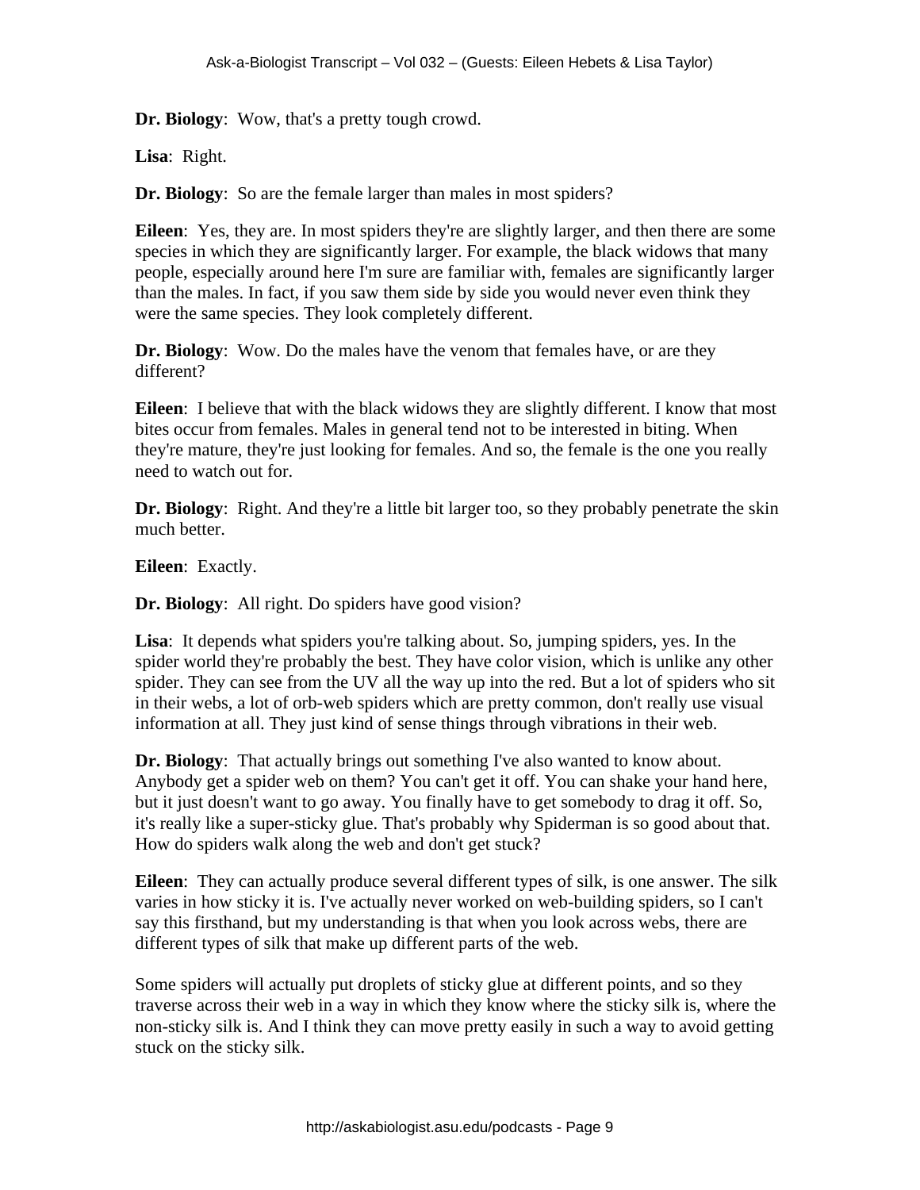**Dr. Biology**: Wow, that's a pretty tough crowd.

**Lisa**: Right.

**Dr. Biology**: So are the female larger than males in most spiders?

**Eileen**: Yes, they are. In most spiders they're are slightly larger, and then there are some species in which they are significantly larger. For example, the black widows that many people, especially around here I'm sure are familiar with, females are significantly larger than the males. In fact, if you saw them side by side you would never even think they were the same species. They look completely different.

**Dr. Biology**: Wow. Do the males have the venom that females have, or are they different?

**Eileen**: I believe that with the black widows they are slightly different. I know that most bites occur from females. Males in general tend not to be interested in biting. When they're mature, they're just looking for females. And so, the female is the one you really need to watch out for.

**Dr. Biology**: Right. And they're a little bit larger too, so they probably penetrate the skin much better.

**Eileen**: Exactly.

**Dr. Biology**: All right. Do spiders have good vision?

**Lisa**: It depends what spiders you're talking about. So, jumping spiders, yes. In the spider world they're probably the best. They have color vision, which is unlike any other spider. They can see from the UV all the way up into the red. But a lot of spiders who sit in their webs, a lot of orb-web spiders which are pretty common, don't really use visual information at all. They just kind of sense things through vibrations in their web.

**Dr. Biology**: That actually brings out something I've also wanted to know about. Anybody get a spider web on them? You can't get it off. You can shake your hand here, but it just doesn't want to go away. You finally have to get somebody to drag it off. So, it's really like a super-sticky glue. That's probably why Spiderman is so good about that. How do spiders walk along the web and don't get stuck?

**Eileen**: They can actually produce several different types of silk, is one answer. The silk varies in how sticky it is. I've actually never worked on web-building spiders, so I can't say this firsthand, but my understanding is that when you look across webs, there are different types of silk that make up different parts of the web.

Some spiders will actually put droplets of sticky glue at different points, and so they traverse across their web in a way in which they know where the sticky silk is, where the non-sticky silk is. And I think they can move pretty easily in such a way to avoid getting stuck on the sticky silk.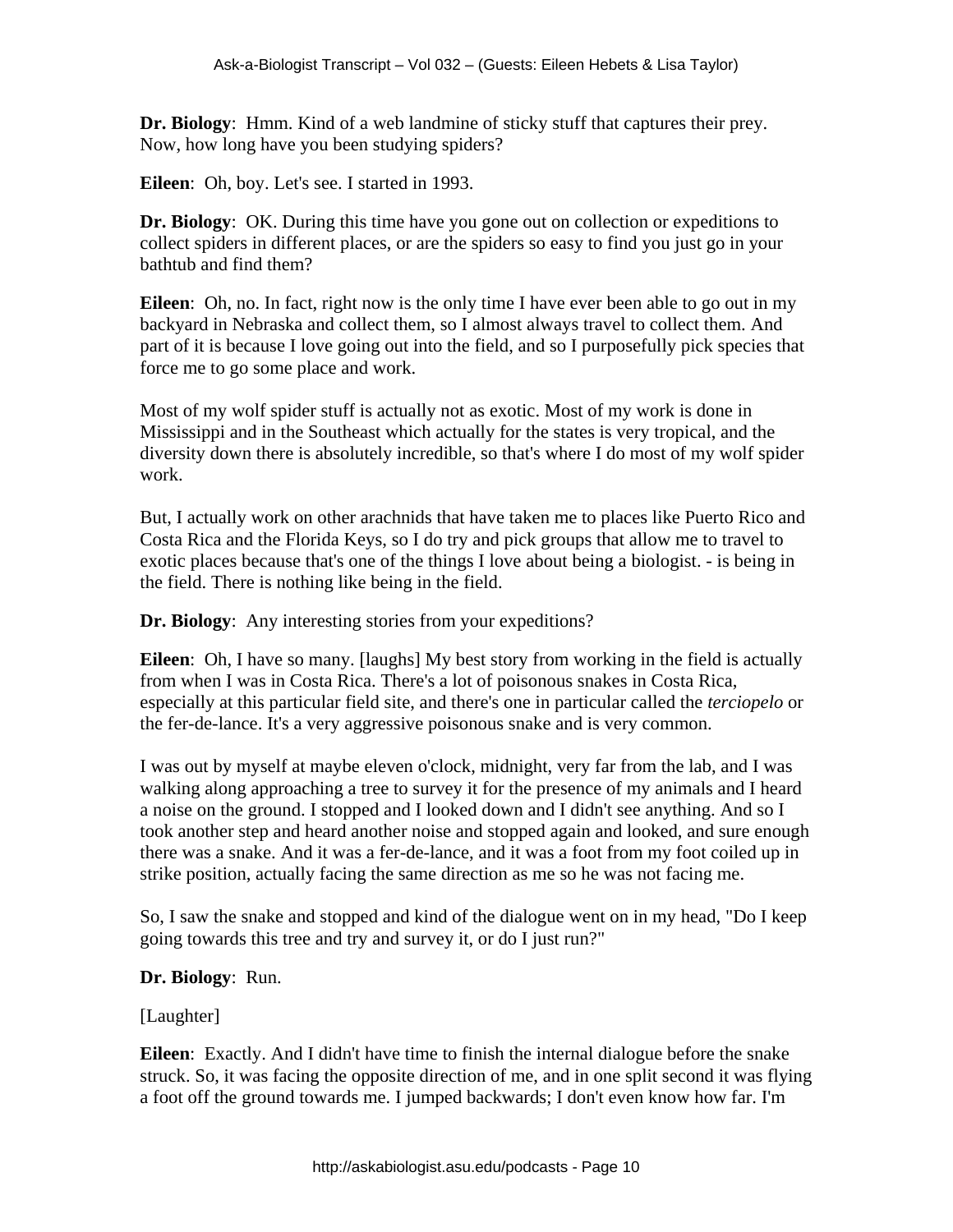**Dr. Biology**: Hmm. Kind of a web landmine of sticky stuff that captures their prey. Now, how long have you been studying spiders?

**Eileen**: Oh, boy. Let's see. I started in 1993.

**Dr. Biology**: OK. During this time have you gone out on collection or expeditions to collect spiders in different places, or are the spiders so easy to find you just go in your bathtub and find them?

**Eileen**: Oh, no. In fact, right now is the only time I have ever been able to go out in my backyard in Nebraska and collect them, so I almost always travel to collect them. And part of it is because I love going out into the field, and so I purposefully pick species that force me to go some place and work.

Most of my wolf spider stuff is actually not as exotic. Most of my work is done in Mississippi and in the Southeast which actually for the states is very tropical, and the diversity down there is absolutely incredible, so that's where I do most of my wolf spider work.

But, I actually work on other arachnids that have taken me to places like Puerto Rico and Costa Rica and the Florida Keys, so I do try and pick groups that allow me to travel to exotic places because that's one of the things I love about being a biologist. - is being in the field. There is nothing like being in the field.

**Dr. Biology**: Any interesting stories from your expeditions?

**Eileen**: Oh, I have so many. [laughs] My best story from working in the field is actually from when I was in Costa Rica. There's a lot of poisonous snakes in Costa Rica, especially at this particular field site, and there's one in particular called the *terciopelo* or the fer-de-lance. It's a very aggressive poisonous snake and is very common.

I was out by myself at maybe eleven o'clock, midnight, very far from the lab, and I was walking along approaching a tree to survey it for the presence of my animals and I heard a noise on the ground. I stopped and I looked down and I didn't see anything. And so I took another step and heard another noise and stopped again and looked, and sure enough there was a snake. And it was a fer-de-lance, and it was a foot from my foot coiled up in strike position, actually facing the same direction as me so he was not facing me.

So, I saw the snake and stopped and kind of the dialogue went on in my head, "Do I keep going towards this tree and try and survey it, or do I just run?"

**Dr. Biology**: Run.

[Laughter]

**Eileen**: Exactly. And I didn't have time to finish the internal dialogue before the snake struck. So, it was facing the opposite direction of me, and in one split second it was flying a foot off the ground towards me. I jumped backwards; I don't even know how far. I'm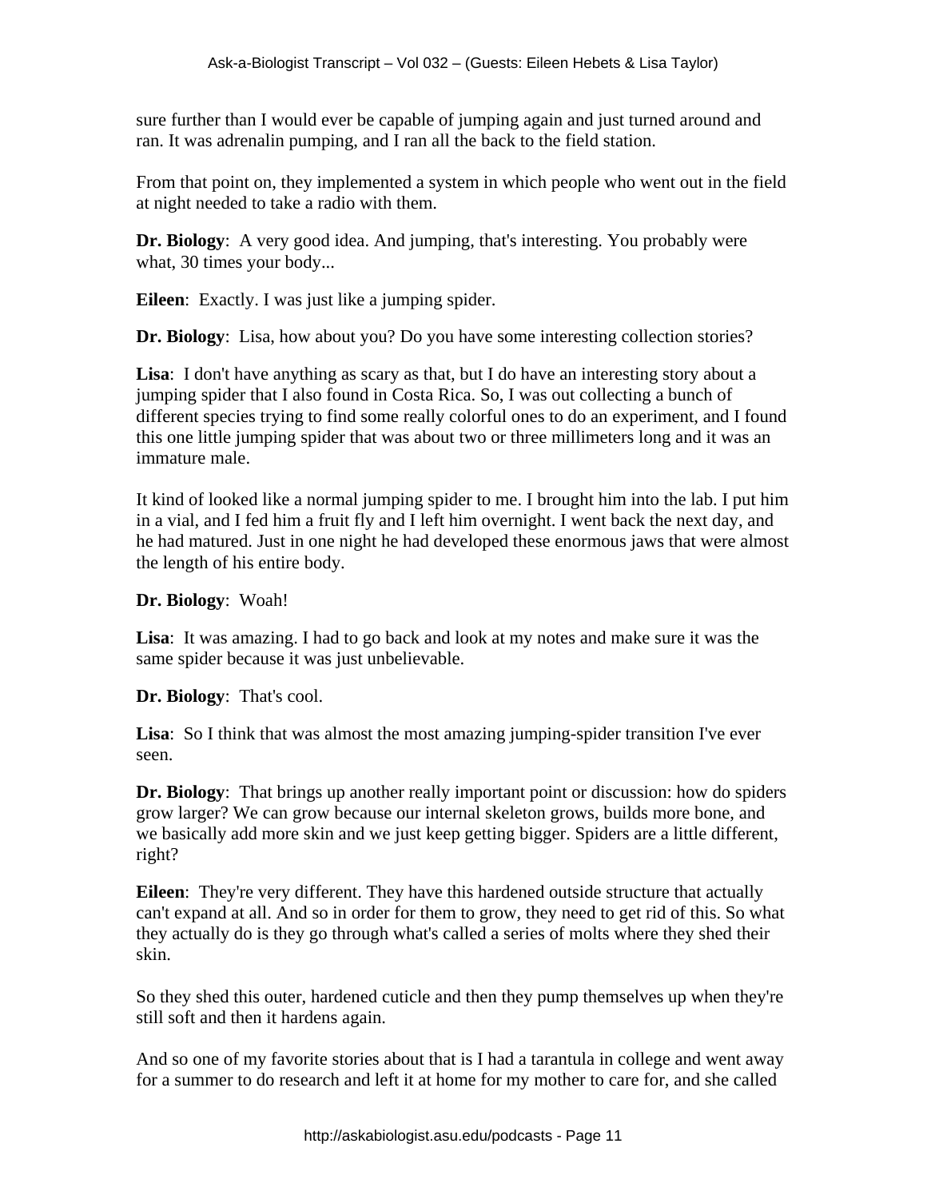sure further than I would ever be capable of jumping again and just turned around and ran. It was adrenalin pumping, and I ran all the back to the field station.

From that point on, they implemented a system in which people who went out in the field at night needed to take a radio with them.

**Dr. Biology**: A very good idea. And jumping, that's interesting. You probably were what, 30 times your body...

**Eileen**: Exactly. I was just like a jumping spider.

**Dr. Biology**: Lisa, how about you? Do you have some interesting collection stories?

**Lisa**: I don't have anything as scary as that, but I do have an interesting story about a jumping spider that I also found in Costa Rica. So, I was out collecting a bunch of different species trying to find some really colorful ones to do an experiment, and I found this one little jumping spider that was about two or three millimeters long and it was an immature male.

It kind of looked like a normal jumping spider to me. I brought him into the lab. I put him in a vial, and I fed him a fruit fly and I left him overnight. I went back the next day, and he had matured. Just in one night he had developed these enormous jaws that were almost the length of his entire body.

**Dr. Biology**: Woah!

**Lisa**: It was amazing. I had to go back and look at my notes and make sure it was the same spider because it was just unbelievable.

**Dr. Biology**: That's cool.

**Lisa**: So I think that was almost the most amazing jumping-spider transition I've ever seen.

**Dr. Biology**: That brings up another really important point or discussion: how do spiders grow larger? We can grow because our internal skeleton grows, builds more bone, and we basically add more skin and we just keep getting bigger. Spiders are a little different, right?

**Eileen**: They're very different. They have this hardened outside structure that actually can't expand at all. And so in order for them to grow, they need to get rid of this. So what they actually do is they go through what's called a series of molts where they shed their skin.

So they shed this outer, hardened cuticle and then they pump themselves up when they're still soft and then it hardens again.

And so one of my favorite stories about that is I had a tarantula in college and went away for a summer to do research and left it at home for my mother to care for, and she called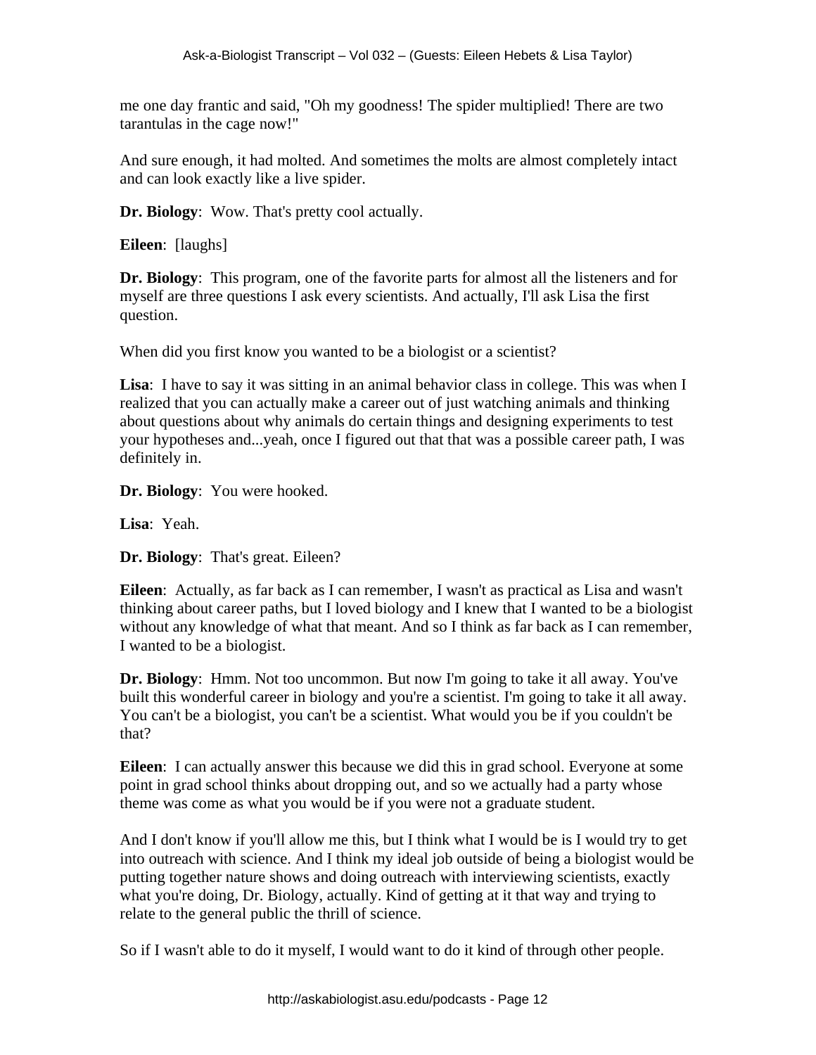me one day frantic and said, "Oh my goodness! The spider multiplied! There are two tarantulas in the cage now!"

And sure enough, it had molted. And sometimes the molts are almost completely intact and can look exactly like a live spider.

**Dr. Biology**: Wow. That's pretty cool actually.

**Eileen**: [laughs]

**Dr. Biology**: This program, one of the favorite parts for almost all the listeners and for myself are three questions I ask every scientists. And actually, I'll ask Lisa the first question.

When did you first know you wanted to be a biologist or a scientist?

**Lisa**: I have to say it was sitting in an animal behavior class in college. This was when I realized that you can actually make a career out of just watching animals and thinking about questions about why animals do certain things and designing experiments to test your hypotheses and...yeah, once I figured out that that was a possible career path, I was definitely in.

**Dr. Biology**: You were hooked.

**Lisa**: Yeah.

**Dr. Biology**: That's great. Eileen?

**Eileen**: Actually, as far back as I can remember, I wasn't as practical as Lisa and wasn't thinking about career paths, but I loved biology and I knew that I wanted to be a biologist without any knowledge of what that meant. And so I think as far back as I can remember, I wanted to be a biologist.

**Dr. Biology**: Hmm. Not too uncommon. But now I'm going to take it all away. You've built this wonderful career in biology and you're a scientist. I'm going to take it all away. You can't be a biologist, you can't be a scientist. What would you be if you couldn't be that?

**Eileen**: I can actually answer this because we did this in grad school. Everyone at some point in grad school thinks about dropping out, and so we actually had a party whose theme was come as what you would be if you were not a graduate student.

And I don't know if you'll allow me this, but I think what I would be is I would try to get into outreach with science. And I think my ideal job outside of being a biologist would be putting together nature shows and doing outreach with interviewing scientists, exactly what you're doing, Dr. Biology, actually. Kind of getting at it that way and trying to relate to the general public the thrill of science.

So if I wasn't able to do it myself, I would want to do it kind of through other people.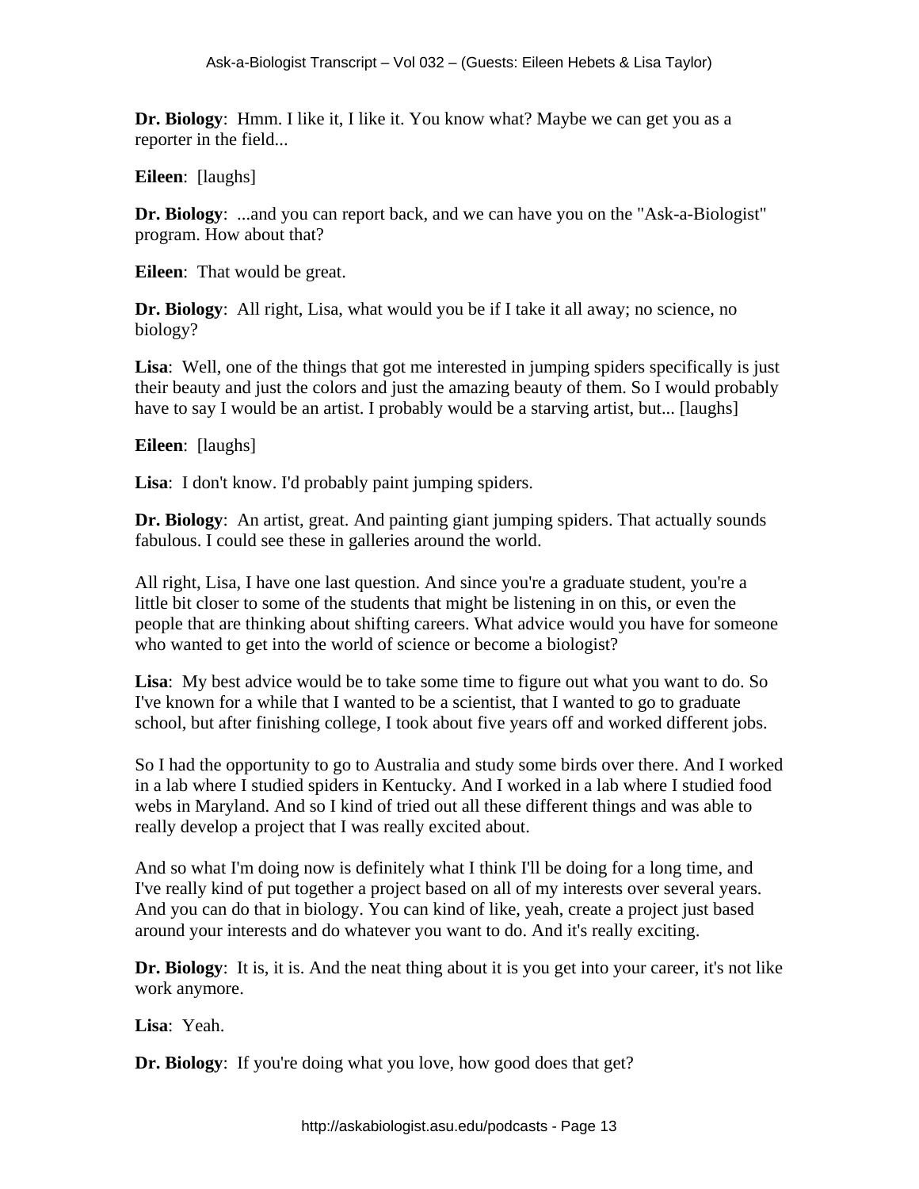**Dr. Biology**: Hmm. I like it, I like it. You know what? Maybe we can get you as a reporter in the field...

**Eileen**: [laughs]

**Dr. Biology**: ...and you can report back, and we can have you on the "Ask-a-Biologist" program. How about that?

**Eileen**: That would be great.

**Dr. Biology**: All right, Lisa, what would you be if I take it all away; no science, no biology?

**Lisa**: Well, one of the things that got me interested in jumping spiders specifically is just their beauty and just the colors and just the amazing beauty of them. So I would probably have to say I would be an artist. I probably would be a starving artist, but... [laughs]

**Eileen**: [laughs]

**Lisa**: I don't know. I'd probably paint jumping spiders.

**Dr. Biology**: An artist, great. And painting giant jumping spiders. That actually sounds fabulous. I could see these in galleries around the world.

All right, Lisa, I have one last question. And since you're a graduate student, you're a little bit closer to some of the students that might be listening in on this, or even the people that are thinking about shifting careers. What advice would you have for someone who wanted to get into the world of science or become a biologist?

**Lisa**: My best advice would be to take some time to figure out what you want to do. So I've known for a while that I wanted to be a scientist, that I wanted to go to graduate school, but after finishing college, I took about five years off and worked different jobs.

So I had the opportunity to go to Australia and study some birds over there. And I worked in a lab where I studied spiders in Kentucky. And I worked in a lab where I studied food webs in Maryland. And so I kind of tried out all these different things and was able to really develop a project that I was really excited about.

And so what I'm doing now is definitely what I think I'll be doing for a long time, and I've really kind of put together a project based on all of my interests over several years. And you can do that in biology. You can kind of like, yeah, create a project just based around your interests and do whatever you want to do. And it's really exciting.

**Dr. Biology**: It is, it is. And the neat thing about it is you get into your career, it's not like work anymore.

**Lisa**: Yeah.

**Dr. Biology**: If you're doing what you love, how good does that get?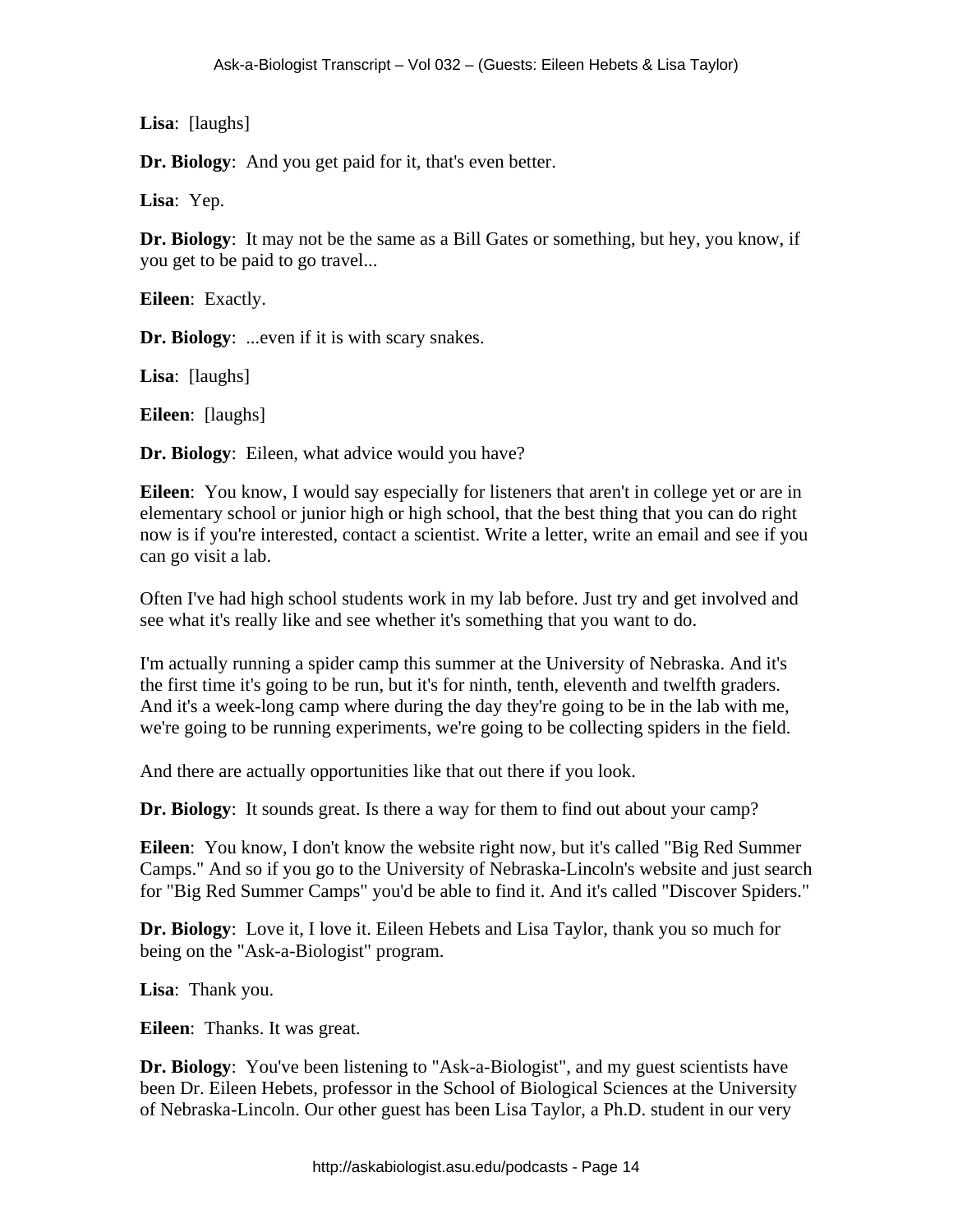**Lisa**: [laughs]

**Dr. Biology**: And you get paid for it, that's even better.

**Lisa**: Yep.

**Dr. Biology**: It may not be the same as a Bill Gates or something, but hey, you know, if you get to be paid to go travel...

**Eileen**: Exactly.

**Dr. Biology**: ...even if it is with scary snakes.

**Lisa**: [laughs]

**Eileen**: [laughs]

**Dr. Biology**: Eileen, what advice would you have?

**Eileen**: You know, I would say especially for listeners that aren't in college yet or are in elementary school or junior high or high school, that the best thing that you can do right now is if you're interested, contact a scientist. Write a letter, write an email and see if you can go visit a lab.

Often I've had high school students work in my lab before. Just try and get involved and see what it's really like and see whether it's something that you want to do.

I'm actually running a spider camp this summer at the University of Nebraska. And it's the first time it's going to be run, but it's for ninth, tenth, eleventh and twelfth graders. And it's a week-long camp where during the day they're going to be in the lab with me, we're going to be running experiments, we're going to be collecting spiders in the field.

And there are actually opportunities like that out there if you look.

**Dr. Biology**: It sounds great. Is there a way for them to find out about your camp?

**Eileen**: You know, I don't know the website right now, but it's called "Big Red Summer Camps." And so if you go to the University of Nebraska-Lincoln's website and just search for "Big Red Summer Camps" you'd be able to find it. And it's called "Discover Spiders."

**Dr. Biology**: Love it, I love it. Eileen Hebets and Lisa Taylor, thank you so much for being on the "Ask-a-Biologist" program.

**Lisa**: Thank you.

**Eileen**: Thanks. It was great.

**Dr. Biology**: You've been listening to "Ask-a-Biologist", and my guest scientists have been Dr. Eileen Hebets, professor in the School of Biological Sciences at the University of Nebraska-Lincoln. Our other guest has been Lisa Taylor, a Ph.D. student in our very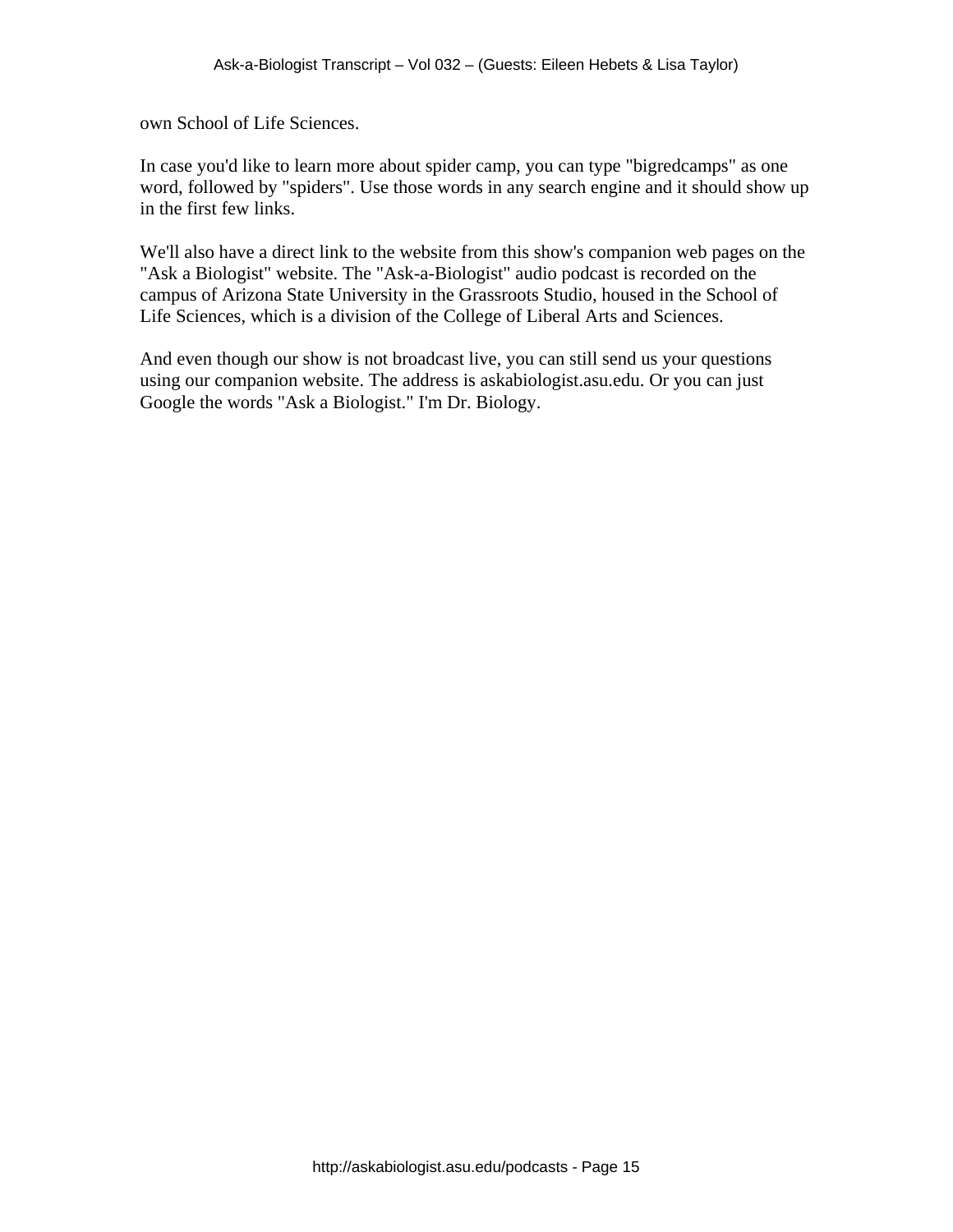own School of Life Sciences.

In case you'd like to learn more about spider camp, you can type "bigredcamps" as one word, followed by "spiders". Use those words in any search engine and it should show up in the first few links.

We'll also have a direct link to the website from this show's companion web pages on the "Ask a Biologist" website. The "Ask-a-Biologist" audio podcast is recorded on the campus of Arizona State University in the Grassroots Studio, housed in the School of Life Sciences, which is a division of the College of Liberal Arts and Sciences.

And even though our show is not broadcast live, you can still send us your questions using our companion website. The address is askabiologist.asu.edu. Or you can just Google the words "Ask a Biologist." I'm Dr. Biology.